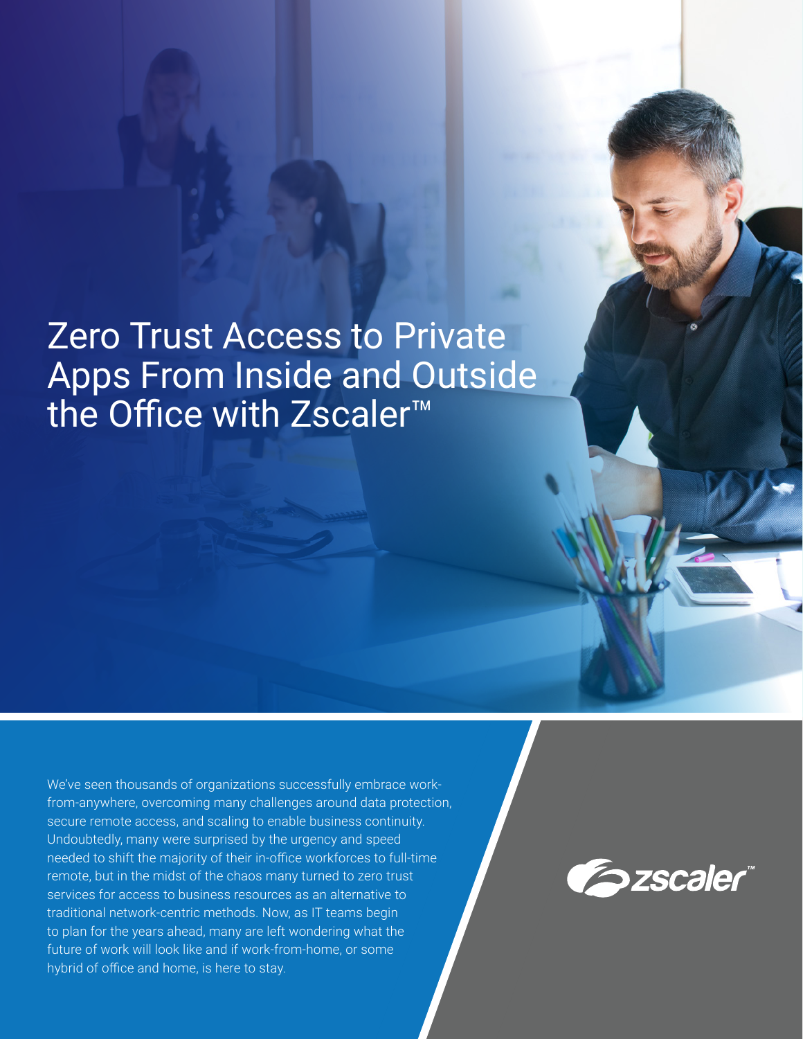# Zero Trust Access to Private Apps From Inside and Outside the Office with Zscaler™

We've seen thousands of organizations successfully embrace work-from-anywhere, overcoming many challenges around data protection, secure remote access, and scaling to enable business continuity. Undoubtedly, many were surprised by the urgency and speed needed to shift the majority of their in-office workforces to full-time remote, but in the midst of the chaos many turned to zero trust services for access to business resources as an alternative to traditional network-centric methods. Now, as IT teams begin to plan for the years ahead, many are left wondering what the future of work will look like and if work-from-home, or some hybrid of office and home, is here to stay.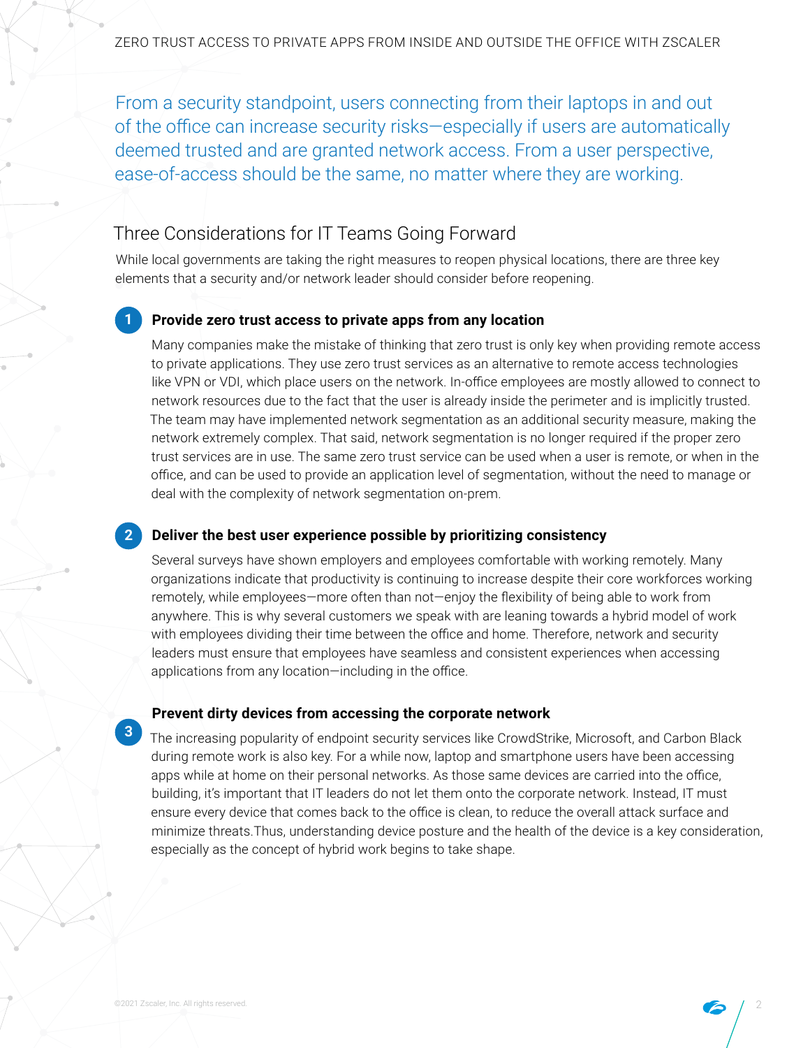From a security standpoint, users connecting from their laptops in and out of the office can increase security risks—especially if users are automatically deemed trusted and are granted network access. From a user perspective, ease-of-access should be the same, no matter where they are working.

## Three Considerations for IT Teams Going Forward

While local governments are taking the right measures to reopen physical locations, there are three key elements that a security and/or network leader should consider before reopening.

### 1 Provide zero trust access to private apps from any location

Many companies make the mistake of thinking that zero trust is only key when providing remote access to private applications. They use zero trust services as an alternative to remote access technologies like VPN or VDI, which place users on the network. In-office employees are mostly allowed to connect to network resources due to the fact that the user is already inside the perimeter and is implicitly trusted. The team may have implemented network segmentation as an additional security measure, making the network extremely complex. That said, network segmentation is no longer required if the proper zero trust services are in use. The same zero trust service can be used when a user is remote, or when in the office, and can be used to provide an application level of segmentation, without the need to manage or deal with the complexity of network segmentation on-prem.

### 2 Deliver the best user experience possible by prioritizing consistency

Several surveys have shown employers and employees comfortable with working remotely. Many organizations indicate that productivity is continuing to increase despite their core workforces working remotely, while employees—more often than not—enjoy the flexibility of being able to work from anywhere. This is why several customers we speak with are leaning towards a hybrid model of work with employees dividing their time between the office and home. Therefore, network and security leaders must ensure that employees have seamless and consistent experiences when accessing applications from any location—including in the office.

### 3 Prevent dirty devices from accessing the corporate network

The increasing popularity of endpoint security services like CrowdStrike, Microsoft, and Carbon Black during remote work is also key. For a while now, laptop and smartphone users have been accessing apps while at home on their personal networks. As those same devices are carried into the office, building, it's important that IT leaders do not let them onto the corporate network. Instead, IT must ensure every device that comes back to the office is clean, to reduce the overall attack surface and minimize threats.Thus, understanding device posture and the health of the device is a key consideration, especially as the concept of hybrid work begins to take shape.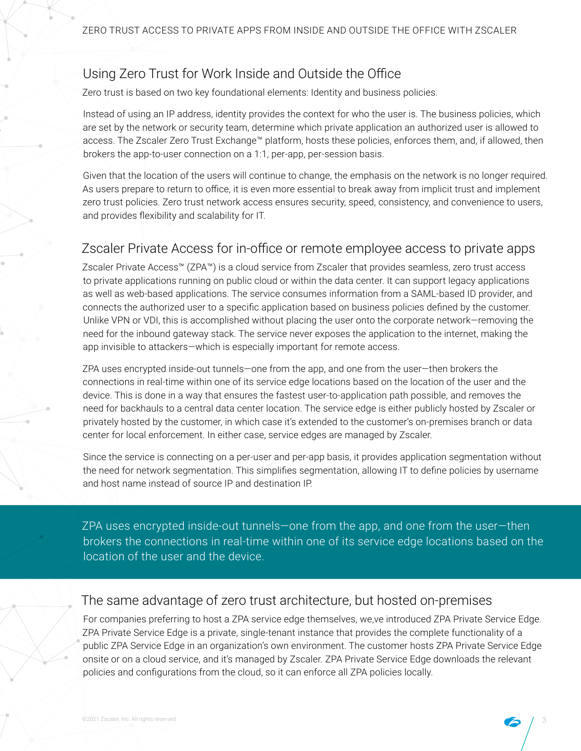## Using Zero Trust for Work Inside and Outside the Office

Zero trust is based on two key foundational elements: Identity and business policies.

Instead of using an IP address, identity provides the context for who the user is. The business policies, which are set by the network or security team, determine which private application an authorized user is allowed to access. The Zscaler Zero Trust Exchange™ platform, hosts these policies, enforces them, and, if allowed, then brokers the app-to-user connection on a 1:1, per-app, per-session basis.

Given that the location of the users will continue to change, the emphasis on the network is no longer required. As users prepare to return to office, it is even more essential to break away from implicit trust and implement zero trust policies. Zero trust network access ensures security, speed, consistency, and convenience to users, and provides flexibility and scalability for IT.

## Zscaler Private Access for in-office or remote employee access to private apps

Zscaler Private Access™ (ZPA™) is a cloud service from Zscaler that provides seamless, zero trust access to private applications running on public cloud or within the data center. It can support legacy applications as well as web-based applications. The service consumes information from a SAML-based ID provider, and connects the authorized user to a specific application based on business policies defined by the customer. Unlike VPN or VDI, this is accomplished without placing the user onto the corporate network—removing the need for the inbound gateway stack. The service never exposes the application to the internet, making the app invisible to attackers—which is especially important for remote access.

ZPA uses encrypted inside-out tunnels—one from the app, and one from the user—then brokers the connections in real-time within one of its service edge locations based on the location of the user and the device. This is done in a way that ensures the fastest user-to-application path possible, and removes the need for backhauls to a central data center location. The service edge is either publicly hosted by Zscaler or privately hosted by the customer, in which case it's extended to the customer's on-premises branch or data center for local enforcement. In either case, service edges are managed by Zscaler.

Since the service is connecting on a per-user and per-app basis, it provides application segmentation without the need for network segmentation. This simplifies segmentation, allowing IT to define policies by username and host name instead of source IP and destination IP.

> ZPA uses encrypted inside-out tunnels—one from the app, and one from the user—then brokers the connections in real-time within one of its service edge locations based on the location of the user and the device.

## The same advantage of zero trust architecture, but hosted on-premises

For companies preferring to host a ZPA service edge themselves, we,ve introduced ZPA Private Service Edge. ZPA Private Service Edge is a private, single-tenant instance that provides the complete functionality of a public ZPA Service Edge in an organization's own environment. The customer hosts ZPA Private Service Edge onsite or on a cloud service, and it's managed by Zscaler. ZPA Private Service Edge downloads the relevant policies and configurations from the cloud, so it can enforce all ZPA policies locally.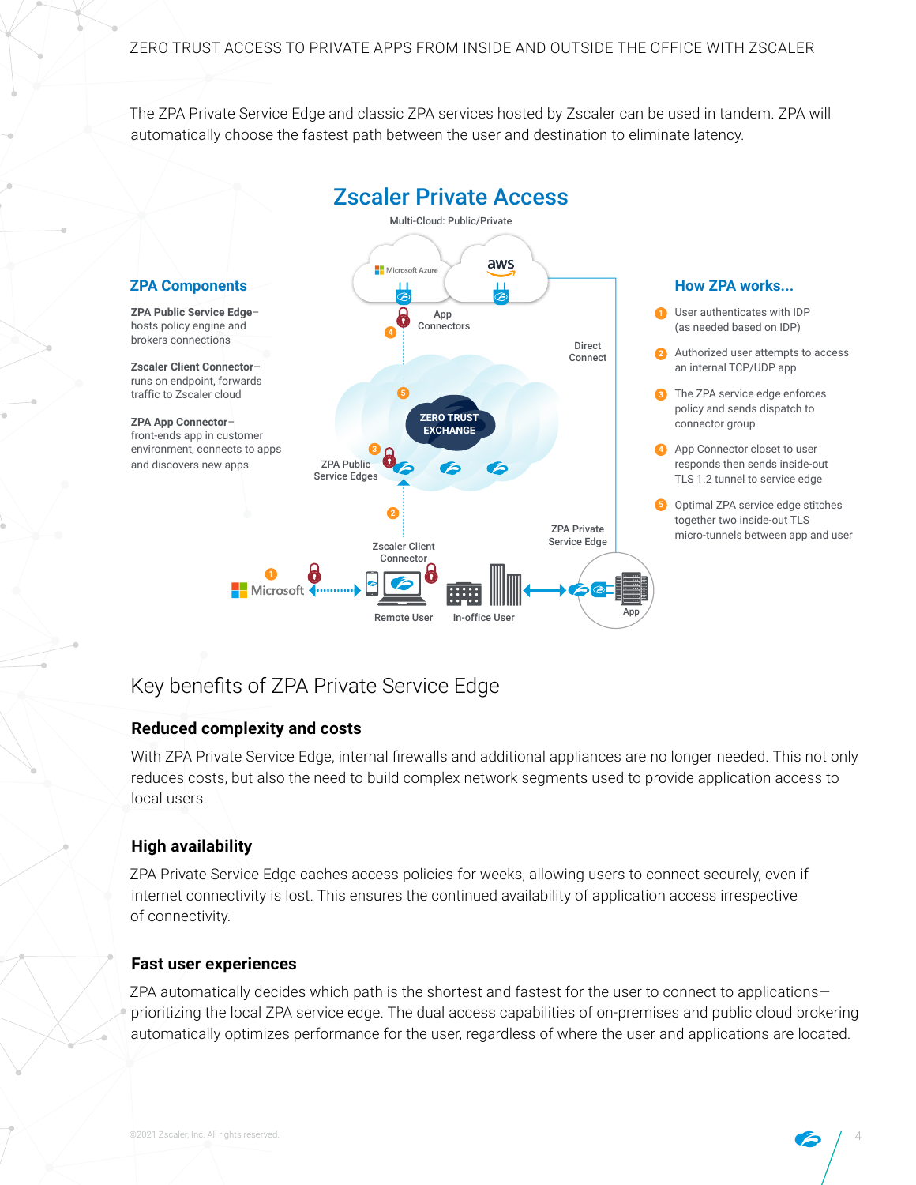The ZPA Private Service Edge and classic ZPA services hosted by Zscaler can be used in tandem. ZPA will automatically choose the fastest path between the user and destination to eliminate latency.

## Zscaler Private Access

Multi-Cloud: Public/Private

### ZPA Components

**ZPA Public Service Edge**– hosts policy engine and brokers connections

**Zscaler Client Connector**– runs on endpoint, forwards traffic to Zscaler cloud

**ZPA App Connector**– front-ends app in customer environment, connects to apps and discovers new apps

### How ZPA works...

1. User authenticates with IDP (as needed based on IDP)
2. Authorized user attempts to access an internal TCP/UDP app
3. The ZPA service edge enforces policy and sends dispatch to connector group
4. App Connector closet to user responds then sends inside-out TLS 1.2 tunnel to service edge
5. Optimal ZPA service edge stitches together two inside-out TLS micro-tunnels between app and user

## Key benefits of ZPA Private Service Edge

### Reduced complexity and costs

With ZPA Private Service Edge, internal firewalls and additional appliances are no longer needed. This not only reduces costs, but also the need to build complex network segments used to provide application access to local users.

### High availability

ZPA Private Service Edge caches access policies for weeks, allowing users to connect securely, even if internet connectivity is lost. This ensures the continued availability of application access irrespective of connectivity.

### Fast user experiences

ZPA automatically decides which path is the shortest and fastest for the user to connect to applications—prioritizing the local ZPA service edge. The dual access capabilities of on-premises and public cloud brokering automatically optimizes performance for the user, regardless of where the user and applications are located.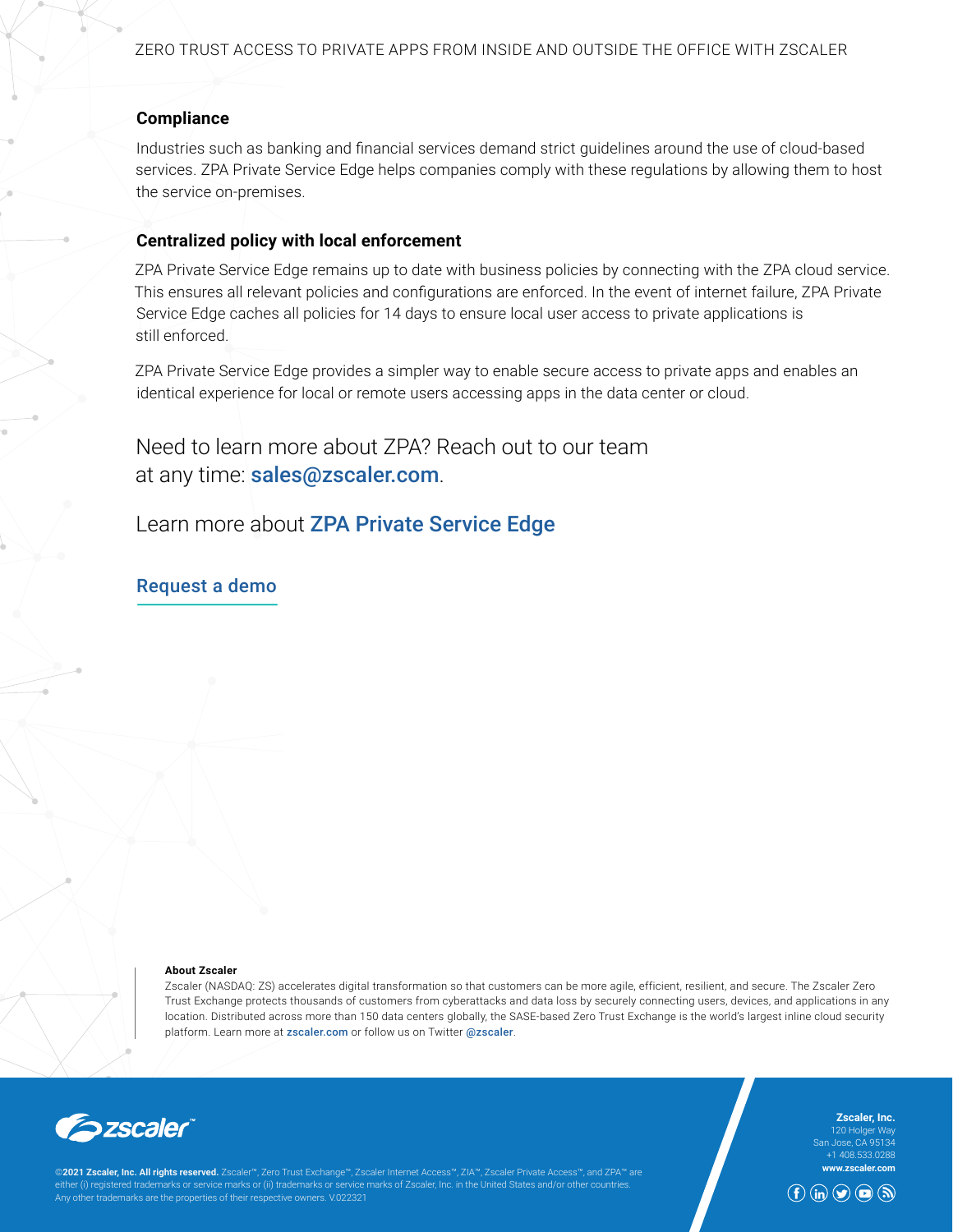### Compliance

Industries such as banking and financial services demand strict guidelines around the use of cloud-based services. ZPA Private Service Edge helps companies comply with these regulations by allowing them to host the service on-premises.

### Centralized policy with local enforcement

ZPA Private Service Edge remains up to date with business policies by connecting with the ZPA cloud service. This ensures all relevant policies and configurations are enforced. In the event of internet failure, ZPA Private Service Edge caches all policies for 14 days to ensure local user access to private applications is still enforced.

ZPA Private Service Edge provides a simpler way to enable secure access to private apps and enables an identical experience for local or remote users accessing apps in the data center or cloud.

Need to learn more about ZPA? Reach out to our team at any time: **sales@zscaler.com**.

Learn more about **ZPA Private Service Edge**

Request a demo

**About Zscaler**

Zscaler (NASDAQ: ZS) accelerates digital transformation so that customers can be more agile, efficient, resilient, and secure. The Zscaler Zero Trust Exchange protects thousands of customers from cyberattacks and data loss by securely connecting users, devices, and applications in any location. Distributed across more than 150 data centers globally, the SASE-based Zero Trust Exchange is the world's largest inline cloud security platform. Learn more at **zscaler.com** or follow us on Twitter **@zscaler**.

**©2021 Zscaler, Inc. All rights reserved.** Zscaler™, Zero Trust Exchange™, Zscaler Internet Access™, ZIA™, Zscaler Private Access™, and ZPA™ are either (i) registered trademarks or service marks or (ii) trademarks or service marks of Zscaler, Inc. in the United States and/or other countries. Any other trademarks are the properties of their respective owners. V.022321

**Zscaler, Inc.**
120 Holger Way
San Jose, CA 95134
+1 408.533.0288
**www.zscaler.com**